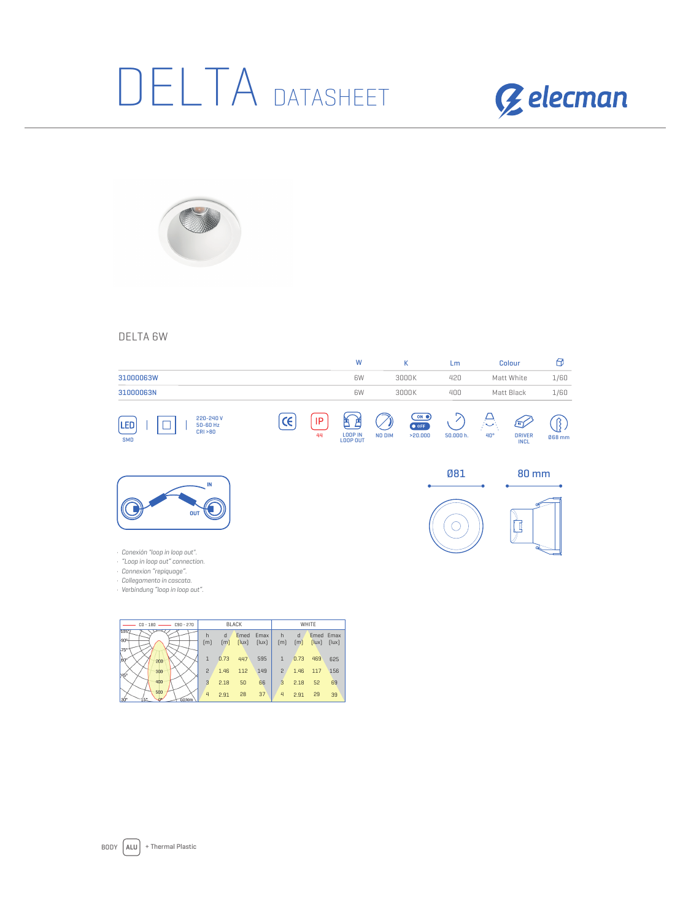# DELTA DATASHEET

elecman

## DELTA 6W

| | W | K | Lm | Colour | |
|---|---|---|---|---|---|
| 31000063W | 6W | 3000K | 420 | Matt White | 1/60 |
| 31000063N | 6W | 3000K | 400 | Matt Black | 1/60 |

LED SMD | 220-240 V 50-60 Hz CRI >80 | CE | IP 44 | LOOP IN LOOP OUT | NO DIM | ON OFF >20.000 | 50.000 h. | 40° | DRIVER INCL | Ø68 mm

IN OUT

- Conexión "loop in loop out".
- "Loop in loop out" connection.
- Connexion "repiquage".
- Collegamento in cascata.
- Verbindung "loop in loop out".

Ø81 80 mm

| C0 - 180 / C90 - 270 | BLACK | | | | WHITE | | | |
|---|---|---|---|---|---|---|---|---|
| | h [m] | d [m] | Emed [lux] | Emax [lux] | h [m] | d [m] | Emed [lux] | Emax [lux] |
| | 1 | 0.73 | 447 | 595 | 1 | 0.73 | 469 | 625 |
| | 2 | 1.46 | 112 | 149 | 2 | 1.46 | 117 | 156 |
| | 3 | 2.18 | 50 | 66 | 3 | 2.18 | 52 | 69 |
| | 4 | 2.91 | 28 | 37 | 4 | 2.91 | 29 | 39 |

BODY ALU + Thermal Plastic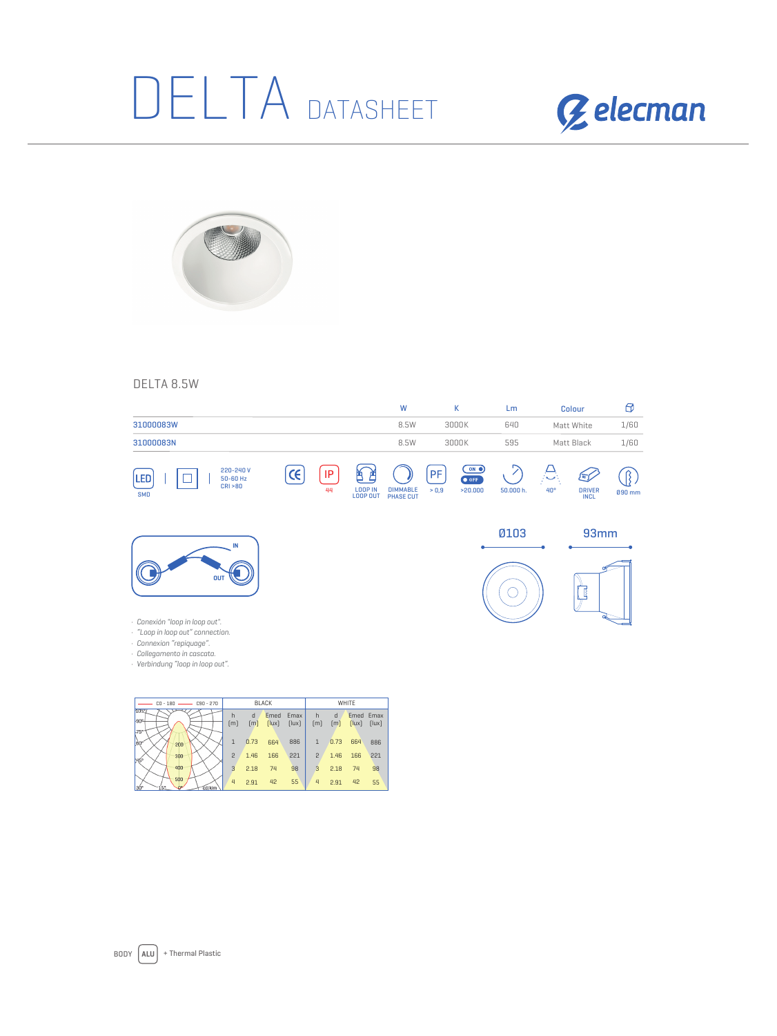# DELTA DATASHEET

elecman

## DELTA 8.5W

| | W | K | Lm | Colour | |
|---|---|---|---|---|---|
| 31000083W | 8.5W | 3000K | 640 | Matt White | 1/60 |
| 31000083N | 8.5W | 3000K | 595 | Matt Black | 1/60 |

LED SMD | 220-240 V 50-60 Hz CRI >80 | CE | IP 44 | LOOP IN LOOP OUT | DIMMABLE PHASE CUT | PF > 0,9 | ON OFF >20.000 | 50.000 h. | 40° | DRIVER INCL | Ø90 mm

IN

OUT

Ø103

93mm

- Conexión "loop in loop out".
- "Loop in loop out" connection.
- Connexion "repiquage".
- Collegamento in cascata.
- Verbindung "loop in loop out".

C0 - 180 C90 - 270

105°
90°
75°
60°
45°
30° 15° 0°
200
300
400
500
cd/klm

| BLACK | | | | WHITE | | | |
|---|---|---|---|---|---|---|---|
| h [m] | d [m] | Emed [lux] | Emax [lux] | h [m] | d [m] | Emed [lux] | Emax [lux] |
| 1 | 0.73 | 664 | 886 | 1 | 0.73 | 664 | 886 |
| 2 | 1.46 | 166 | 221 | 2 | 1.46 | 166 | 221 |
| 3 | 2.18 | 74 | 98 | 3 | 2.18 | 74 | 98 |
| 4 | 2.91 | 42 | 55 | 4 | 2.91 | 42 | 55 |

BODY ALU + Thermal Plastic